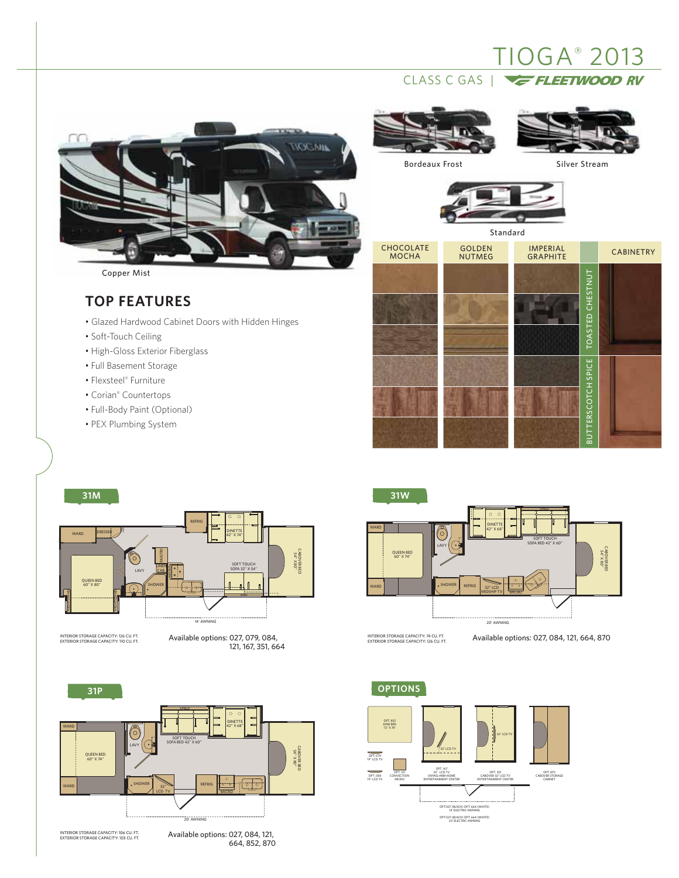# TIOGA® 2013

CLASS C GAS | FLEETWOOD RV

Copper Mist

Bordeaux Frost

Silver Stream

Standard

| CHOCOLATE MOCHA | GOLDEN NUTMEG | IMPERIAL GRAPHITE | | CABINETRY |
|---|---|---|---|---|
| | | | TOASTED CHESTNUT | |
| | | | BUTTERSCOTCH SPICE | |

## TOP FEATURES

- Glazed Hardwood Cabinet Doors with Hidden Hinges
- Soft-Touch Ceiling
- High-Gloss Exterior Fiberglass
- Full Basement Storage
- Flexsteel® Furniture
- Corian® Countertops
- Full-Body Paint (Optional)
- PEX Plumbing System

## 31M

WARD
DRESSER
REFRIG
DINETTE 42" X 74"
PANTRY
LINEN CAB
LAVY
QUEEN BED 60" X 80"
SHOWER
SOFT TOUCH SOFA 32" X 54"
CABOVER BED 54" X 80"
14' AWNING

INTERIOR STORAGE CAPACITY: 126 CU. FT.
EXTERIOR STORAGE CAPACITY: 110 CU. FT.

Available options: 027, 079, 084, 121, 167, 351, 664

## 31W

WARD
QUEEN BED 60" X 74"
LAVY
DINETTE 42" X 68"
SOFT TOUCH SOFA BED 42" X 60"
CABOVER BED 54" X 80"
WARD
SHOWER
REFRIG
32" LCD MIDSHIP TV
MICRO
20' AWNING

INTERIOR STORAGE CAPACITY: 74 CU. FT.
EXTERIOR STORAGE CAPACITY: 126 CU. FT.

Available options: 027, 084, 121, 664, 870

## 31P

WARD
QUEEN BED 60" X 74"
LAVY
SHELF
DINETTE 42" X 68"
SOFT TOUCH SOFA BED 42" X 60"
CABOVER BED 54" X 80"
WARD
SHOWER
32" LCD TV
REFRIG
MICRO
20' AWNING

INTERIOR STORAGE CAPACITY: 106 CU. FT.
EXTERIOR STORAGE CAPACITY: 103 CU. FT.

Available options: 027, 084, 121, 664, 852, 870

## OPTIONS

OPT. 852 KING BED 72" X 74"

OPT. 079 19" LCD TV

OPT. 084 19" LCD TV

OPT. 121 CONVECTION MICRO

OPT. 167 32" LCD TV SWING-ARM HOME ENTERTAINMENT CENTER

OPT. 351 CABOVER 32" LCD TV ENTERTAINMENT CENTER

OPT. 870 CABOVER STORAGE CABINET

OPT.027 (BLACK) OPT. 664 (WHITE) 14' ELECTRIC AWNING

OPT.027 (BLACK) OPT. 664 (WHITE) 20' ELECTRIC AWNING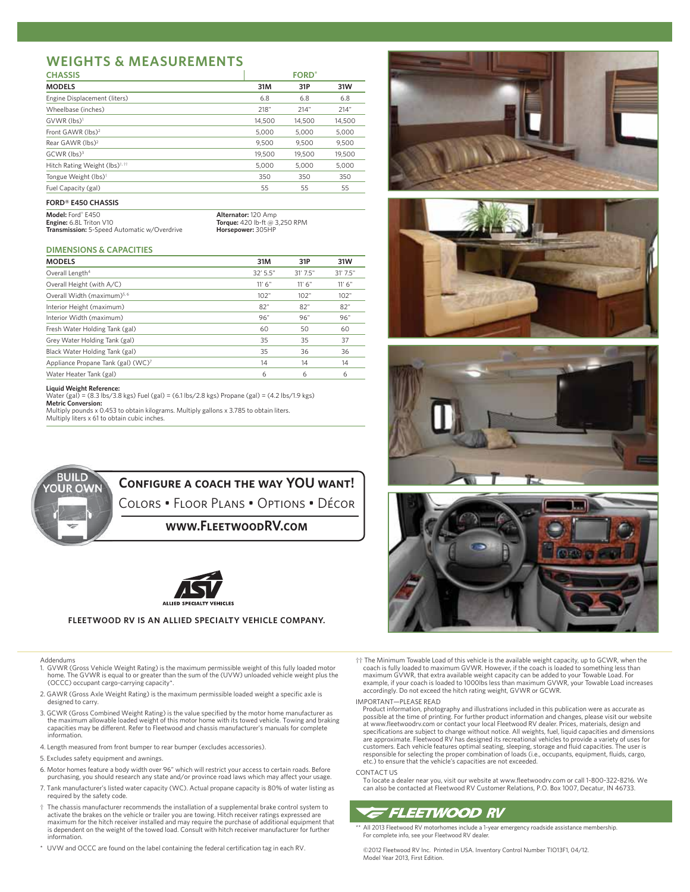# WEIGHTS & MEASUREMENTS

| CHASSIS | FORD® | | |
|---|---|---|---|
| **MODELS** | **31M** | **31P** | **31W** |
| Engine Displacement (liters) | 6.8 | 6.8 | 6.8 |
| Wheelbase (inches) | 218" | 214" | 214" |
| GVWR (lbs)[1] | 14,500 | 14,500 | 14,500 |
| Front GAWR (lbs)[2] | 5,000 | 5,000 | 5,000 |
| Rear GAWR (lbs)[2] | 9,500 | 9,500 | 9,500 |
| GCWR (lbs)[3] | 19,500 | 19,500 | 19,500 |
| Hitch Rating Weight (lbs)[†, ††] | 5,000 | 5,000 | 5,000 |
| Tongue Weight (lbs)[†] | 350 | 350 | 350 |
| Fuel Capacity (gal) | 55 | 55 | 55 |

### FORD® E450 CHASSIS

**Model:** Ford® E450
**Engine:** 6.8L Triton V10
**Transmission:** 5-Speed Automatic w/Overdrive
**Alternator:** 120 Amp
**Torque:** 420 lb-ft @ 3,250 RPM
**Horsepower:** 305HP

### DIMENSIONS & CAPACITIES

| MODELS | 31M | 31P | 31W |
|---|---|---|---|
| Overall Length[4] | 32' 5.5" | 31' 7.5" | 31' 7.5" |
| Overall Height (with A/C) | 11' 6" | 11' 6" | 11' 6" |
| Overall Width (maximum)[5, 6] | 102" | 102" | 102" |
| Interior Height (maximum) | 82" | 82" | 82" |
| Interior Width (maximum) | 96" | 96" | 96" |
| Fresh Water Holding Tank (gal) | 60 | 50 | 60 |
| Grey Water Holding Tank (gal) | 35 | 35 | 37 |
| Black Water Holding Tank (gal) | 35 | 36 | 36 |
| Appliance Propane Tank (gal) (WC)[7] | 14 | 14 | 14 |
| Water Heater Tank (gal) | 6 | 6 | 6 |

**Liquid Weight Reference:**
Water (gal) = (8.3 lbs/3.8 kgs) Fuel (gal) = (6.1 lbs/2.8 kgs) Propane (gal) = (4.2 lbs/1.9 kgs)
**Metric Conversion:**
Multiply pounds x 0.453 to obtain kilograms. Multiply gallons x 3.785 to obtain liters.
Multiply liters x 61 to obtain cubic inches.

BUILD YOUR OWN

**Configure a coach the way YOU want!**

Colors • Floor Plans • Options • Décor

**www.FleetwoodRV.com**

ALLIED SPECIALTY VEHICLES

**FLEETWOOD RV IS AN ALLIED SPECIALTY VEHICLE COMPANY.**

Addendums

1. GVWR (Gross Vehicle Weight Rating) is the maximum permissible weight of this fully loaded motor home. The GVWR is equal to or greater than the sum of the (UVW) unloaded vehicle weight plus the (OCCC) occupant cargo-carrying capacity*.
2. GAWR (Gross Axle Weight Rating) is the maximum permissible loaded weight a specific axle is designed to carry.
3. GCWR (Gross Combined Weight Rating) is the value specified by the motor home manufacturer as the maximum allowable loaded weight of this motor home with its towed vehicle. Towing and braking capacities may be different. Refer to Fleetwood and chassis manufacturer's manuals for complete information.
4. Length measured from front bumper to rear bumper (excludes accessories).
5. Excludes safety equipment and awnings.
6. Motor homes feature a body width over 96" which will restrict your access to certain roads. Before purchasing, you should research any state and/or province road laws which may affect your usage.
7. Tank manufacturer's listed water capacity (WC). Actual propane capacity is 80% of water listing as required by the safety code.

† The chassis manufacturer recommends the installation of a supplemental brake control system to activate the brakes on the vehicle or trailer you are towing. Hitch receiver ratings expressed are maximum for the hitch receiver installed and may require the purchase of additional equipment that is dependent on the weight of the towed load. Consult with hitch receiver manufacturer for further information.

* UVW and OCCC are found on the label containing the federal certification tag in each RV.

†† The Minimum Towable Load of this vehicle is the available weight capacity, up to GCWR, when the coach is fully loaded to maximum GVWR. However, if the coach is loaded to something less than maximum GVWR, that extra available weight capacity can be added to your Towable Load. For example, if your coach is loaded to 1000lbs less than maximum GVWR, your Towable Load increases accordingly. Do not exceed the hitch rating weight, GVWR or GCWR.

IMPORTANT—PLEASE READ

Product information, photography and illustrations included in this publication were as accurate as possible at the time of printing. For further product information and changes, please visit our website at www.fleetwoodrv.com or contact your local Fleetwood RV dealer. Prices, materials, design and specifications are subject to change without notice. All weights, fuel, liquid capacities and dimensions are approximate. Fleetwood RV has designed its recreational vehicles to provide a variety of uses for customers. Each vehicle features optimal seating, sleeping, storage and fluid capacities. The user is responsible for selecting the proper combination of loads (i.e., occupants, equipment, fluids, cargo, etc.) to ensure that the vehicle's capacities are not exceeded.

CONTACT US

To locate a dealer near you, visit our website at www.fleetwoodrv.com or call 1-800-322-8216. We can also be contacted at Fleetwood RV Customer Relations, P.O. Box 1007, Decatur, IN 46733.

FLEETWOOD RV

** All 2013 Fleetwood RV motorhomes include a 1-year emergency roadside assistance membership. For complete info, see your Fleetwood RV dealer.

©2012 Fleetwood RV Inc. Printed in USA. Inventory Control Number TIO13F1, 04/12.
Model Year 2013, First Edition.